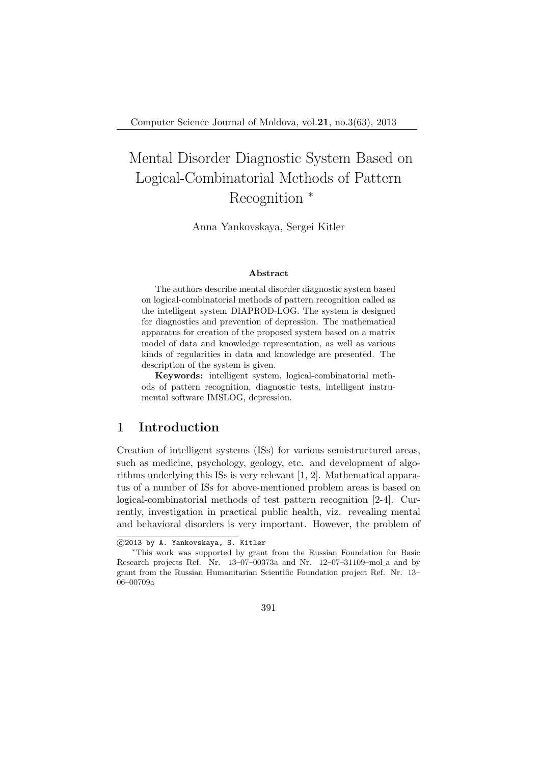# Mental Disorder Diagnostic System Based on Logical-Combinatorial Methods of Pattern Recognition *

Anna Yankovskaya, Sergei Kitler

### Abstract

The authors describe mental disorder diagnostic system based on logical-combinatorial methods of pattern recognition called as the intelligent system DIAPROD-LOG. The system is designed for diagnostics and prevention of depression. The mathematical apparatus for creation of the proposed system based on a matrix model of data and knowledge representation, as well as various kinds of regularities in data and knowledge are presented. The description of the system is given.

**Keywords:** intelligent system, logical-combinatorial methods of pattern recognition, diagnostic tests, intelligent instrumental software IMSLOG, depression.

## 1 Introduction

Creation of intelligent systems (ISs) for various semistructured areas, such as medicine, psychology, geology, etc. and development of algorithms underlying this ISs is very relevant [1, 2]. Mathematical apparatus of a number of ISs for above-mentioned problem areas is based on logical-combinatorial methods of test pattern recognition [2-4]. Currently, investigation in practical public health, viz. revealing mental and behavioral disorders is very important. However, the problem of

---

©2013 by A. Yankovskaya, S. Kitler

*This work was supported by grant from the Russian Foundation for Basic Research projects Ref. Nr. 13–07–00373a and Nr. 12–07–31109–mol_a and by grant from the Russian Humanitarian Scientific Foundation project Ref. Nr. 13–06–00709a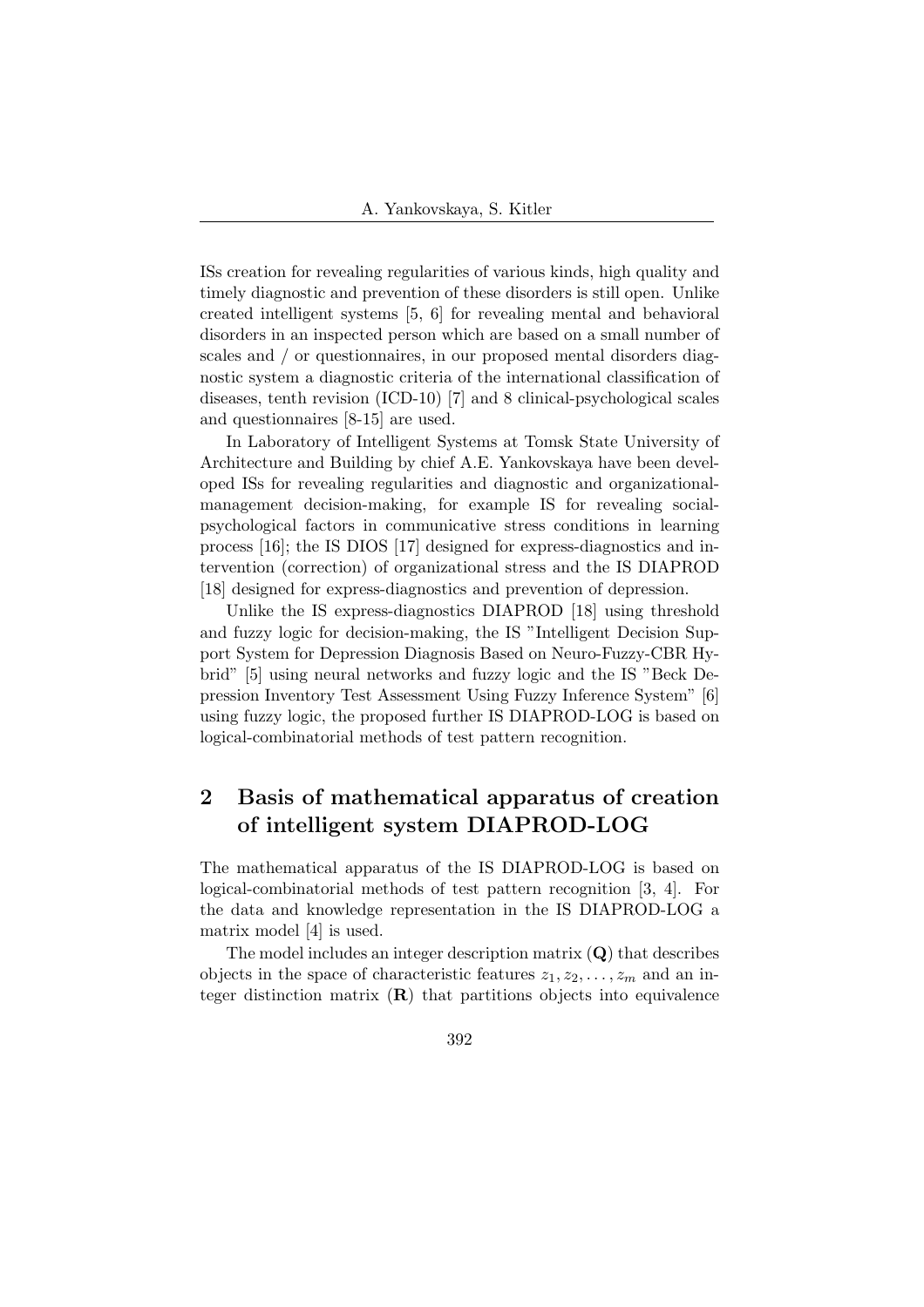ISs creation for revealing regularities of various kinds, high quality and timely diagnostic and prevention of these disorders is still open. Unlike created intelligent systems [5, 6] for revealing mental and behavioral disorders in an inspected person which are based on a small number of scales and / or questionnaires, in our proposed mental disorders diagnostic system a diagnostic criteria of the international classification of diseases, tenth revision (ICD-10) [7] and 8 clinical-psychological scales and questionnaires [8-15] are used.

In Laboratory of Intelligent Systems at Tomsk State University of Architecture and Building by chief A.E. Yankovskaya have been developed ISs for revealing regularities and diagnostic and organizational-management decision-making, for example IS for revealing social-psychological factors in communicative stress conditions in learning process [16]; the IS DIOS [17] designed for express-diagnostics and intervention (correction) of organizational stress and the IS DIAPROD [18] designed for express-diagnostics and prevention of depression.

Unlike the IS express-diagnostics DIAPROD [18] using threshold and fuzzy logic for decision-making, the IS "Intelligent Decision Support System for Depression Diagnosis Based on Neuro-Fuzzy-CBR Hybrid" [5] using neural networks and fuzzy logic and the IS "Beck Depression Inventory Test Assessment Using Fuzzy Inference System" [6] using fuzzy logic, the proposed further IS DIAPROD-LOG is based on logical-combinatorial methods of test pattern recognition.

## 2 Basis of mathematical apparatus of creation of intelligent system DIAPROD-LOG

The mathematical apparatus of the IS DIAPROD-LOG is based on logical-combinatorial methods of test pattern recognition [3, 4]. For the data and knowledge representation in the IS DIAPROD-LOG a matrix model [4] is used.

The model includes an integer description matrix (**Q**) that describes objects in the space of characteristic features $z_1, z_2, \ldots, z_m$ and an integer distinction matrix (**R**) that partitions objects into equivalence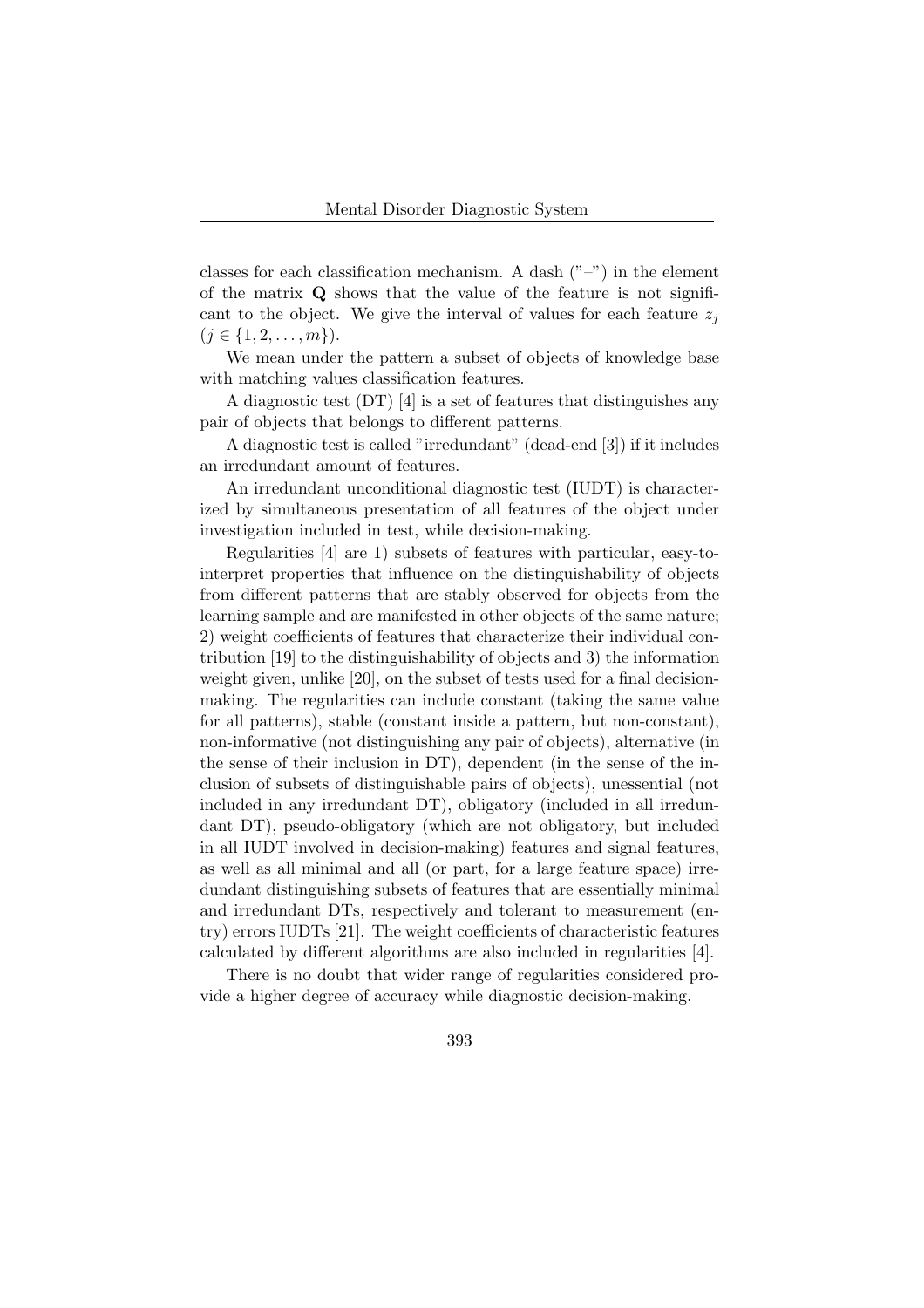classes for each classification mechanism. A dash ("–") in the element of the matrix $\mathbf{Q}$ shows that the value of the feature is not significant to the object. We give the interval of values for each feature $z_j$ ($j \in \{1, 2, \ldots, m\}$).

We mean under the pattern a subset of objects of knowledge base with matching values classification features.

A diagnostic test (DT) [4] is a set of features that distinguishes any pair of objects that belongs to different patterns.

A diagnostic test is called "irredundant" (dead-end [3]) if it includes an irredundant amount of features.

An irredundant unconditional diagnostic test (IUDT) is characterized by simultaneous presentation of all features of the object under investigation included in test, while decision-making.

Regularities [4] are 1) subsets of features with particular, easy-to-interpret properties that influence on the distinguishability of objects from different patterns that are stably observed for objects from the learning sample and are manifested in other objects of the same nature; 2) weight coefficients of features that characterize their individual contribution [19] to the distinguishability of objects and 3) the information weight given, unlike [20], on the subset of tests used for a final decision-making. The regularities can include constant (taking the same value for all patterns), stable (constant inside a pattern, but non-constant), non-informative (not distinguishing any pair of objects), alternative (in the sense of their inclusion in DT), dependent (in the sense of the inclusion of subsets of distinguishable pairs of objects), unessential (not included in any irredundant DT), obligatory (included in all irredundant DT), pseudo-obligatory (which are not obligatory, but included in all IUDT involved in decision-making) features and signal features, as well as all minimal and all (or part, for a large feature space) irredundant distinguishing subsets of features that are essentially minimal and irredundant DTs, respectively and tolerant to measurement (entry) errors IUDTs [21]. The weight coefficients of characteristic features calculated by different algorithms are also included in regularities [4].

There is no doubt that wider range of regularities considered provide a higher degree of accuracy while diagnostic decision-making.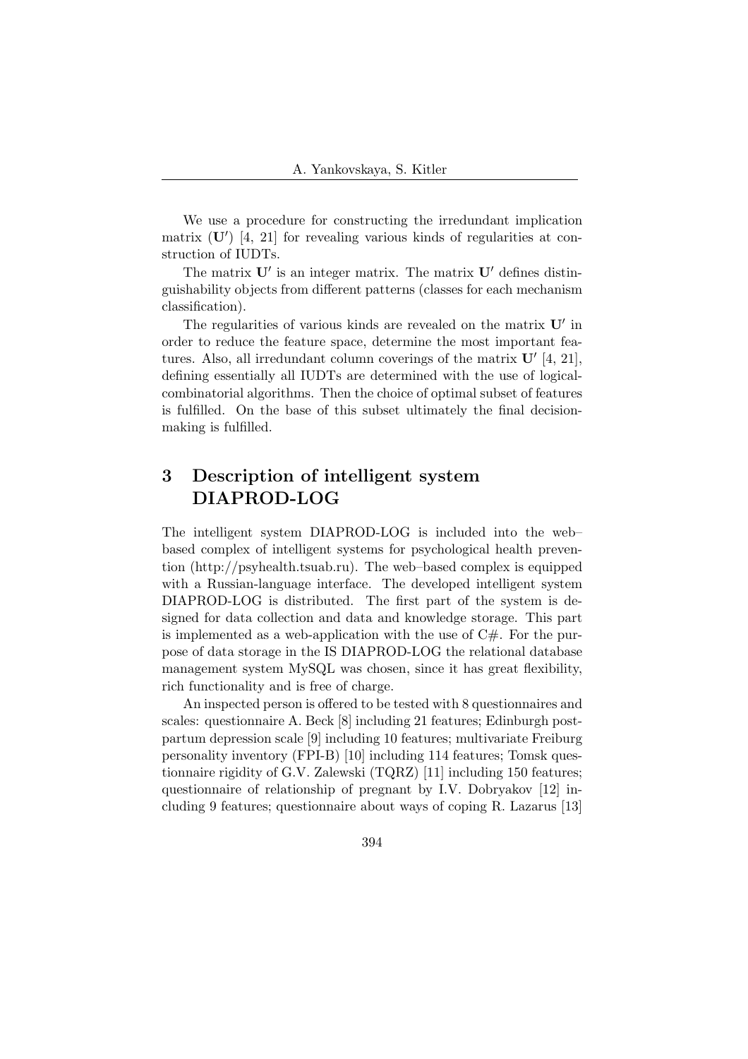We use a procedure for constructing the irredundant implication matrix ($\mathbf{U}'$) [4, 21] for revealing various kinds of regularities at construction of IUDTs.

The matrix $\mathbf{U}'$ is an integer matrix. The matrix $\mathbf{U}'$ defines distinguishability objects from different patterns (classes for each mechanism classification).

The regularities of various kinds are revealed on the matrix $\mathbf{U}'$ in order to reduce the feature space, determine the most important features. Also, all irredundant column coverings of the matrix $\mathbf{U}'$ [4, 21], defining essentially all IUDTs are determined with the use of logical-combinatorial algorithms. Then the choice of optimal subset of features is fulfilled. On the base of this subset ultimately the final decision-making is fulfilled.

## 3 Description of intelligent system DIAPROD-LOG

The intelligent system DIAPROD-LOG is included into the web–based complex of intelligent systems for psychological health prevention (http://psyhealth.tsuab.ru). The web–based complex is equipped with a Russian-language interface. The developed intelligent system DIAPROD-LOG is distributed. The first part of the system is designed for data collection and data and knowledge storage. This part is implemented as a web-application with the use of C#. For the purpose of data storage in the IS DIAPROD-LOG the relational database management system MySQL was chosen, since it has great flexibility, rich functionality and is free of charge.

An inspected person is offered to be tested with 8 questionnaires and scales: questionnaire A. Beck [8] including 21 features; Edinburgh postpartum depression scale [9] including 10 features; multivariate Freiburg personality inventory (FPI-B) [10] including 114 features; Tomsk questionnaire rigidity of G.V. Zalewski (TQRZ) [11] including 150 features; questionnaire of relationship of pregnant by I.V. Dobryakov [12] including 9 features; questionnaire about ways of coping R. Lazarus [13]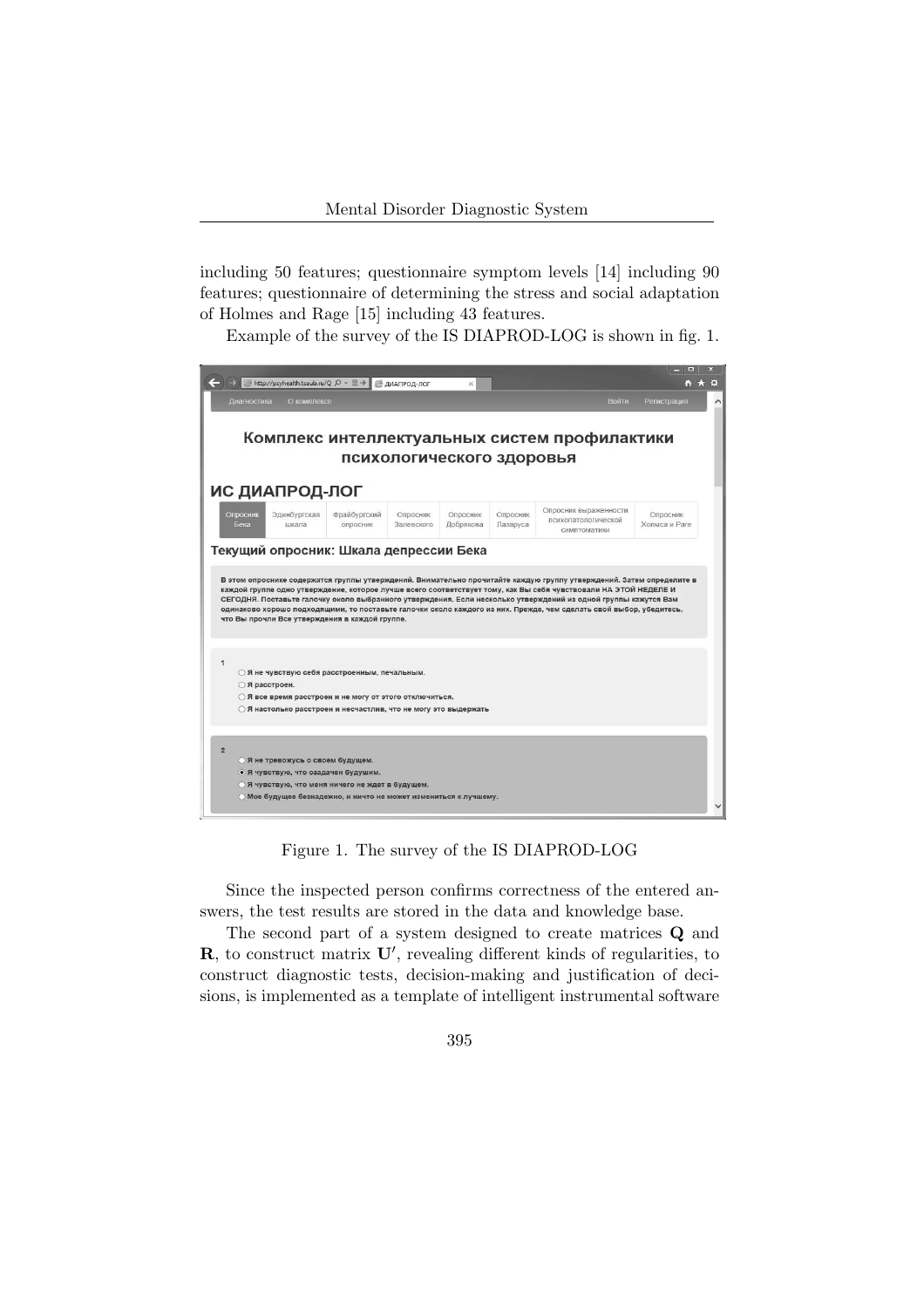including 50 features; questionnaire symptom levels [14] including 90 features; questionnaire of determining the stress and social adaptation of Holmes and Rage [15] including 43 features.

Example of the survey of the IS DIAPROD-LOG is shown in fig. 1.

Figure 1. The survey of the IS DIAPROD-LOG

Since the inspected person confirms correctness of the entered answers, the test results are stored in the data and knowledge base.

The second part of a system designed to create matrices $\mathbf{Q}$ and $\mathbf{R}$, to construct matrix $\mathbf{U}'$, revealing different kinds of regularities, to construct diagnostic tests, decision-making and justification of decisions, is implemented as a template of intelligent instrumental software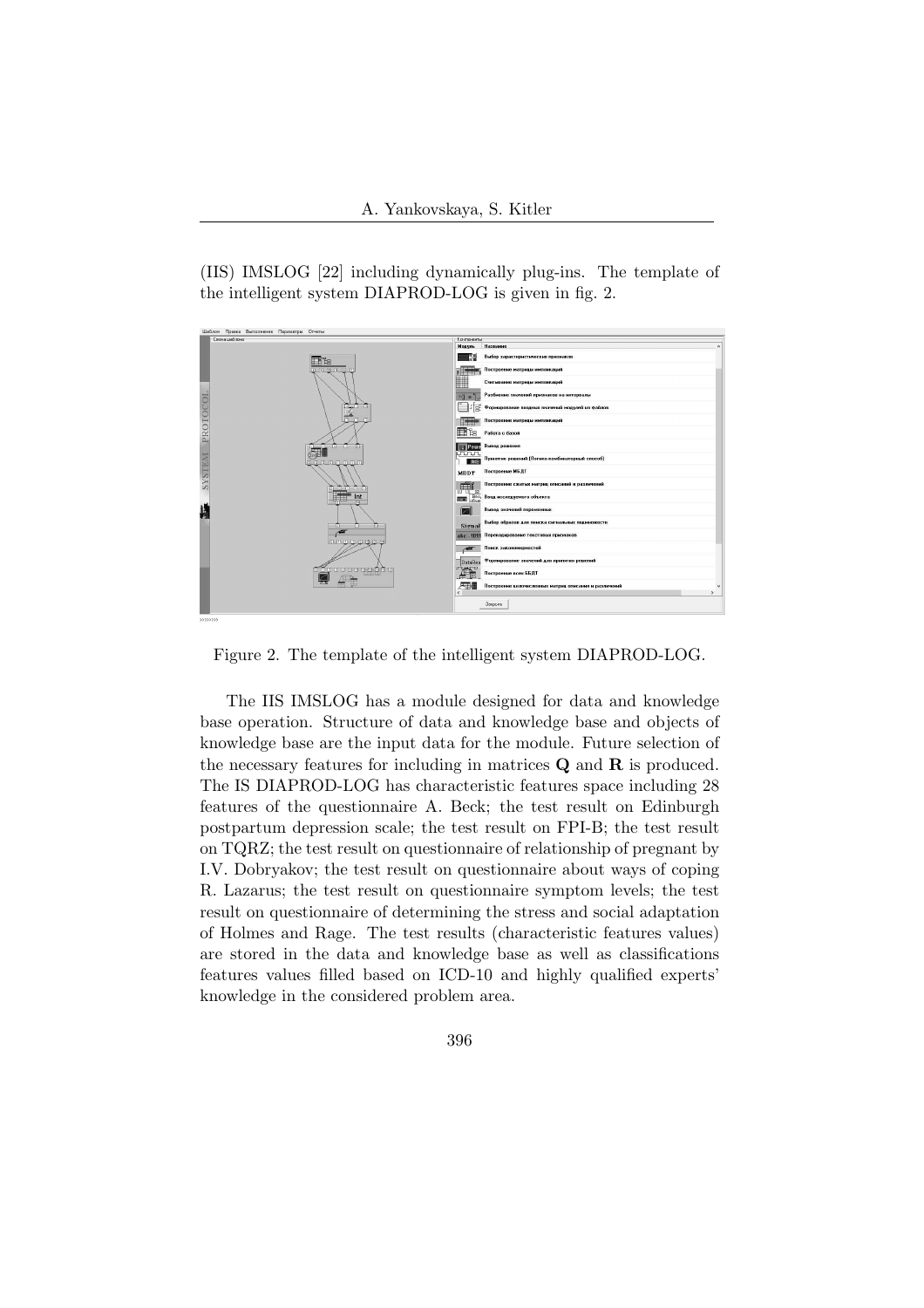(IIS) IMSLOG [22] including dynamically plug-ins. The template of the intelligent system DIAPROD-LOG is given in fig. 2.

Figure 2. The template of the intelligent system DIAPROD-LOG.

The IIS IMSLOG has a module designed for data and knowledge base operation. Structure of data and knowledge base and objects of knowledge base are the input data for the module. Future selection of the necessary features for including in matrices **Q** and **R** is produced. The IS DIAPROD-LOG has characteristic features space including 28 features of the questionnaire A. Beck; the test result on Edinburgh postpartum depression scale; the test result on FPI-B; the test result on TQRZ; the test result on questionnaire of relationship of pregnant by I.V. Dobryakov; the test result on questionnaire about ways of coping R. Lazarus; the test result on questionnaire symptom levels; the test result on questionnaire of determining the stress and social adaptation of Holmes and Rage. The test results (characteristic features values) are stored in the data and knowledge base as well as classifications features values filled based on ICD-10 and highly qualified experts' knowledge in the considered problem area.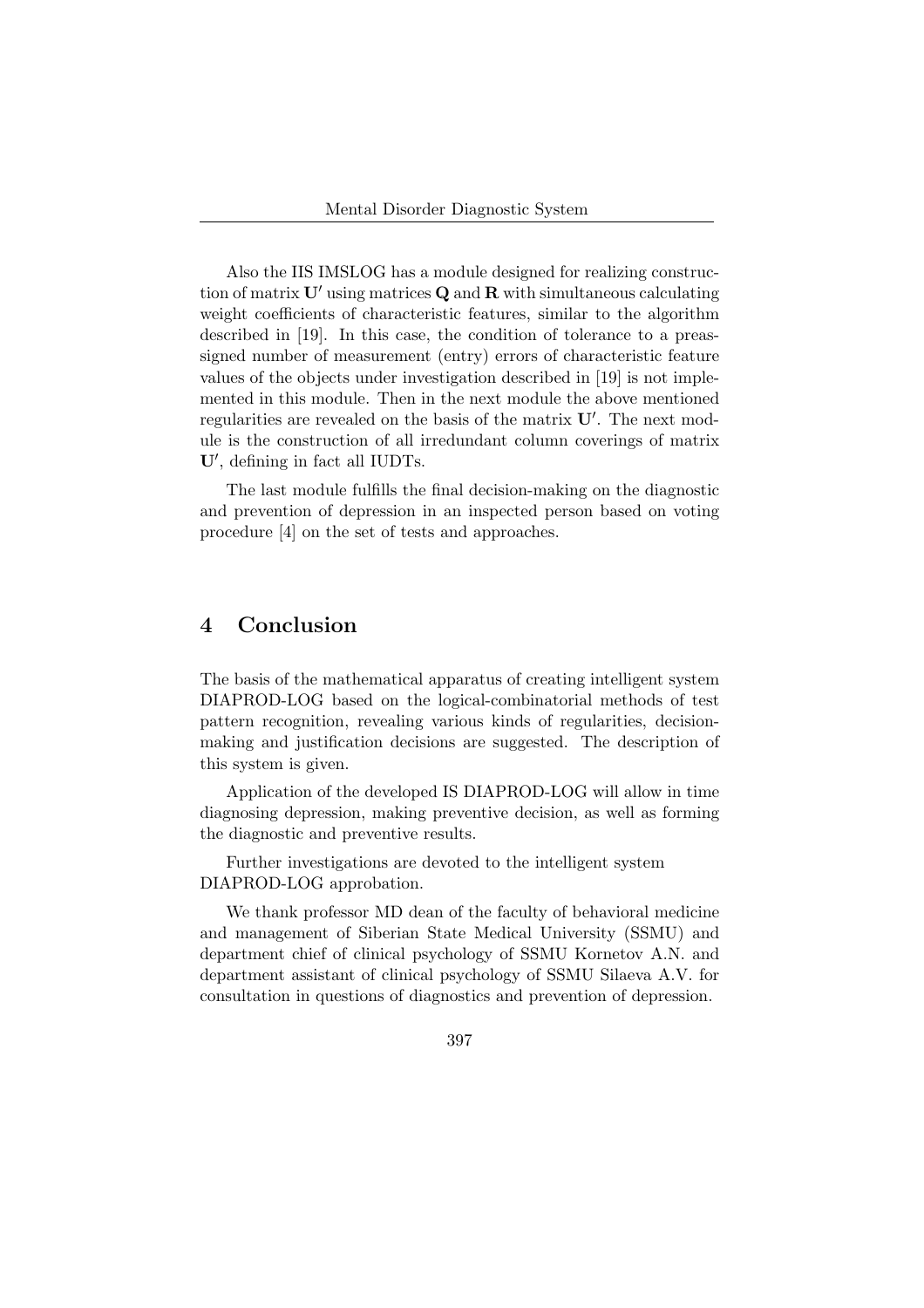Also the IIS IMSLOG has a module designed for realizing construction of matrix $\mathbf{U}'$ using matrices $\mathbf{Q}$ and $\mathbf{R}$ with simultaneous calculating weight coefficients of characteristic features, similar to the algorithm described in [19]. In this case, the condition of tolerance to a preassigned number of measurement (entry) errors of characteristic feature values of the objects under investigation described in [19] is not implemented in this module. Then in the next module the above mentioned regularities are revealed on the basis of the matrix $\mathbf{U}'$. The next module is the construction of all irredundant column coverings of matrix $\mathbf{U}'$, defining in fact all IUDTs.

The last module fulfills the final decision-making on the diagnostic and prevention of depression in an inspected person based on voting procedure [4] on the set of tests and approaches.

## 4 Conclusion

The basis of the mathematical apparatus of creating intelligent system DIAPROD-LOG based on the logical-combinatorial methods of test pattern recognition, revealing various kinds of regularities, decision-making and justification decisions are suggested. The description of this system is given.

Application of the developed IS DIAPROD-LOG will allow in time diagnosing depression, making preventive decision, as well as forming the diagnostic and preventive results.

Further investigations are devoted to the intelligent system DIAPROD-LOG approbation.

We thank professor MD dean of the faculty of behavioral medicine and management of Siberian State Medical University (SSMU) and department chief of clinical psychology of SSMU Kornetov A.N. and department assistant of clinical psychology of SSMU Silaeva A.V. for consultation in questions of diagnostics and prevention of depression.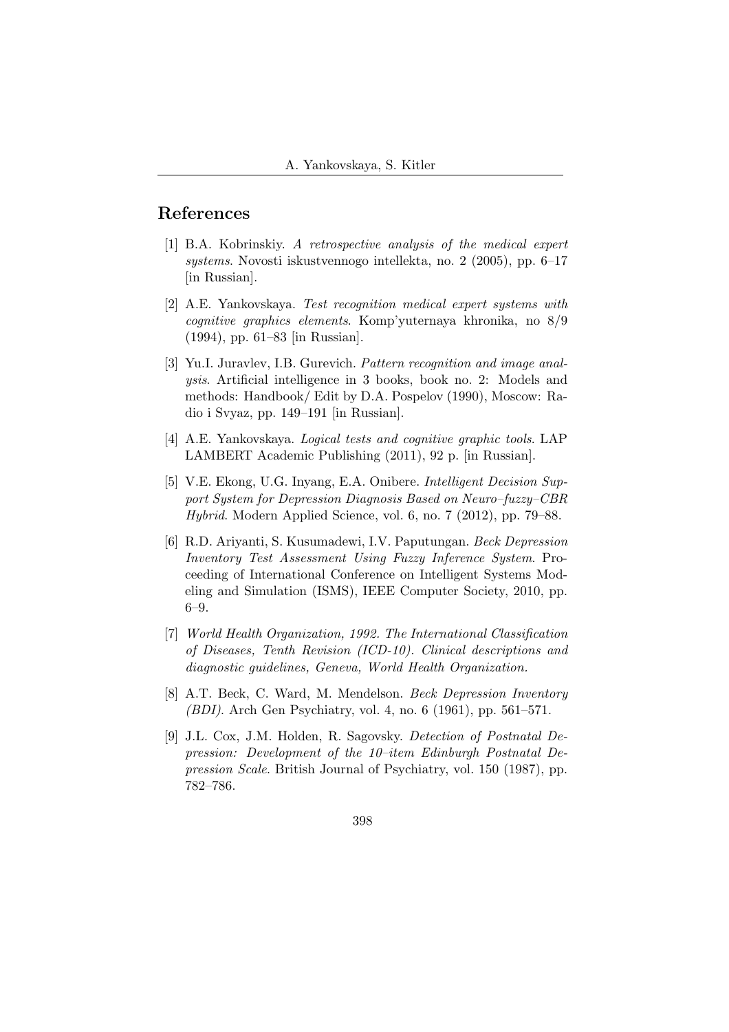## References

[1] B.A. Kobrinskiy. *A retrospective analysis of the medical expert systems*. Novosti iskustvennogo intellekta, no. 2 (2005), pp. 6–17 [in Russian].

[2] A.E. Yankovskaya. *Test recognition medical expert systems with cognitive graphics elements*. Komp'yuternaya khronika, no 8/9 (1994), pp. 61–83 [in Russian].

[3] Yu.I. Juravlev, I.B. Gurevich. *Pattern recognition and image analysis*. Artificial intelligence in 3 books, book no. 2: Models and methods: Handbook/ Edit by D.A. Pospelov (1990), Moscow: Radio i Svyaz, pp. 149–191 [in Russian].

[4] A.E. Yankovskaya. *Logical tests and cognitive graphic tools*. LAP LAMBERT Academic Publishing (2011), 92 p. [in Russian].

[5] V.E. Ekong, U.G. Inyang, E.A. Onibere. *Intelligent Decision Support System for Depression Diagnosis Based on Neuro–fuzzy–CBR Hybrid*. Modern Applied Science, vol. 6, no. 7 (2012), pp. 79–88.

[6] R.D. Ariyanti, S. Kusumadewi, I.V. Paputungan. *Beck Depression Inventory Test Assessment Using Fuzzy Inference System*. Proceeding of International Conference on Intelligent Systems Modeling and Simulation (ISMS), IEEE Computer Society, 2010, pp. 6–9.

[7] *World Health Organization, 1992. The International Classification of Diseases, Tenth Revision (ICD-10). Clinical descriptions and diagnostic guidelines, Geneva, World Health Organization.*

[8] A.T. Beck, C. Ward, M. Mendelson. *Beck Depression Inventory (BDI)*. Arch Gen Psychiatry, vol. 4, no. 6 (1961), pp. 561–571.

[9] J.L. Cox, J.M. Holden, R. Sagovsky. *Detection of Postnatal Depression: Development of the 10–item Edinburgh Postnatal Depression Scale*. British Journal of Psychiatry, vol. 150 (1987), pp. 782–786.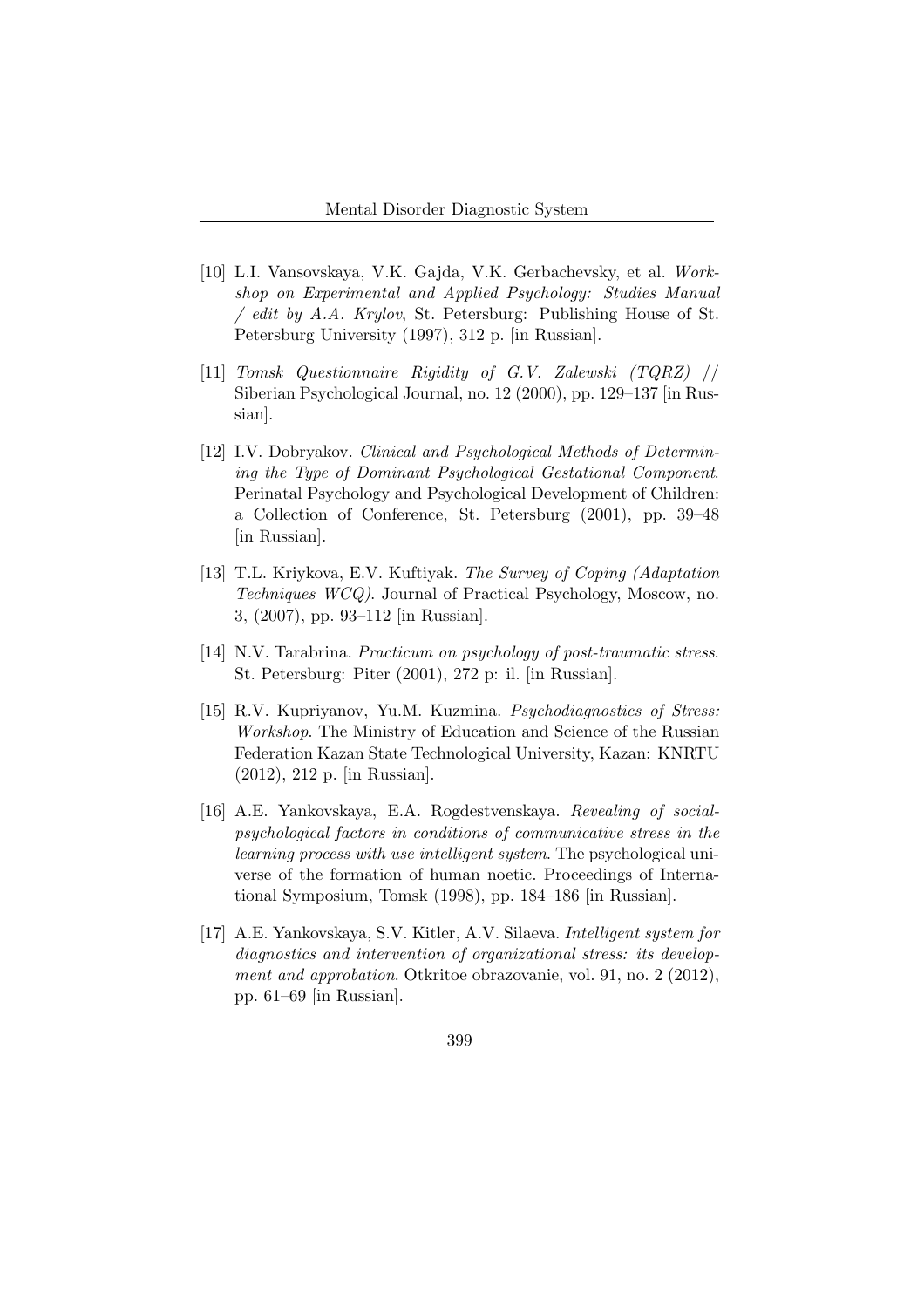[10] L.I. Vansovskaya, V.K. Gajda, V.K. Gerbachevsky, et al. *Workshop on Experimental and Applied Psychology: Studies Manual / edit by A.A. Krylov*, St. Petersburg: Publishing House of St. Petersburg University (1997), 312 p. [in Russian].

[11] *Tomsk Questionnaire Rigidity of G.V. Zalewski (TQRZ) //* Siberian Psychological Journal, no. 12 (2000), pp. 129–137 [in Russian].

[12] I.V. Dobryakov. *Clinical and Psychological Methods of Determining the Type of Dominant Psychological Gestational Component*. Perinatal Psychology and Psychological Development of Children: a Collection of Conference, St. Petersburg (2001), pp. 39–48 [in Russian].

[13] T.L. Kriykova, E.V. Kuftiyak. *The Survey of Coping (Adaptation Techniques WCQ)*. Journal of Practical Psychology, Moscow, no. 3, (2007), pp. 93–112 [in Russian].

[14] N.V. Tarabrina. *Practicum on psychology of post-traumatic stress*. St. Petersburg: Piter (2001), 272 p: il. [in Russian].

[15] R.V. Kupriyanov, Yu.M. Kuzmina. *Psychodiagnostics of Stress: Workshop*. The Ministry of Education and Science of the Russian Federation Kazan State Technological University, Kazan: KNRTU (2012), 212 p. [in Russian].

[16] A.E. Yankovskaya, E.A. Rogdestvenskaya. *Revealing of social-psychological factors in conditions of communicative stress in the learning process with use intelligent system*. The psychological universe of the formation of human noetic. Proceedings of International Symposium, Tomsk (1998), pp. 184–186 [in Russian].

[17] A.E. Yankovskaya, S.V. Kitler, A.V. Silaeva. *Intelligent system for diagnostics and intervention of organizational stress: its development and approbation*. Otkritoe obrazovanie, vol. 91, no. 2 (2012), pp. 61–69 [in Russian].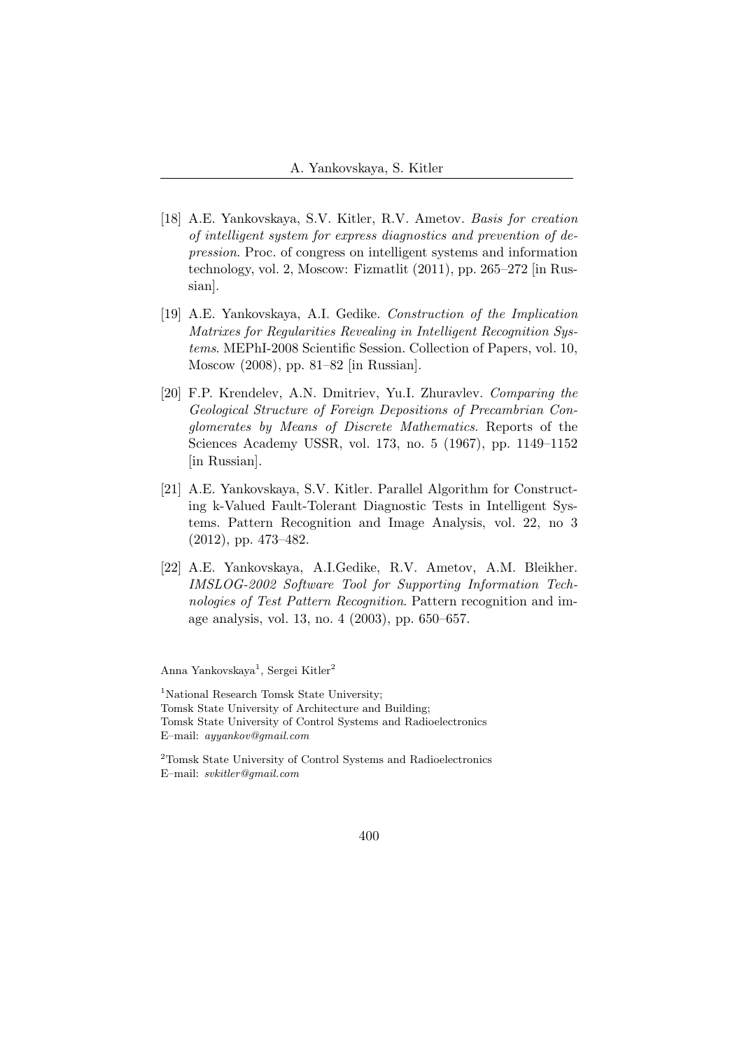[18] A.E. Yankovskaya, S.V. Kitler, R.V. Ametov. *Basis for creation of intelligent system for express diagnostics and prevention of depression*. Proc. of congress on intelligent systems and information technology, vol. 2, Moscow: Fizmatlit (2011), pp. 265–272 [in Russian].

[19] A.E. Yankovskaya, A.I. Gedike. *Construction of the Implication Matrixes for Regularities Revealing in Intelligent Recognition Systems*. MEPhI-2008 Scientific Session. Collection of Papers, vol. 10, Moscow (2008), pp. 81–82 [in Russian].

[20] F.P. Krendelev, A.N. Dmitriev, Yu.I. Zhuravlev. *Comparing the Geological Structure of Foreign Depositions of Precambrian Conglomerates by Means of Discrete Mathematics*. Reports of the Sciences Academy USSR, vol. 173, no. 5 (1967), pp. 1149–1152 [in Russian].

[21] A.E. Yankovskaya, S.V. Kitler. Parallel Algorithm for Constructing k-Valued Fault-Tolerant Diagnostic Tests in Intelligent Systems. Pattern Recognition and Image Analysis, vol. 22, no 3 (2012), pp. 473–482.

[22] A.E. Yankovskaya, A.I.Gedike, R.V. Ametov, A.M. Bleikher. *IMSLOG-2002 Software Tool for Supporting Information Technologies of Test Pattern Recognition*. Pattern recognition and image analysis, vol. 13, no. 4 (2003), pp. 650–657.

Anna Yankovskaya[1], Sergei Kitler[2]

[1]National Research Tomsk State University;
Tomsk State University of Architecture and Building;
Tomsk State University of Control Systems and Radioelectronics
E–mail: *ayyankov@gmail.com*

[2]Tomsk State University of Control Systems and Radioelectronics
E–mail: *svkitler@gmail.com*